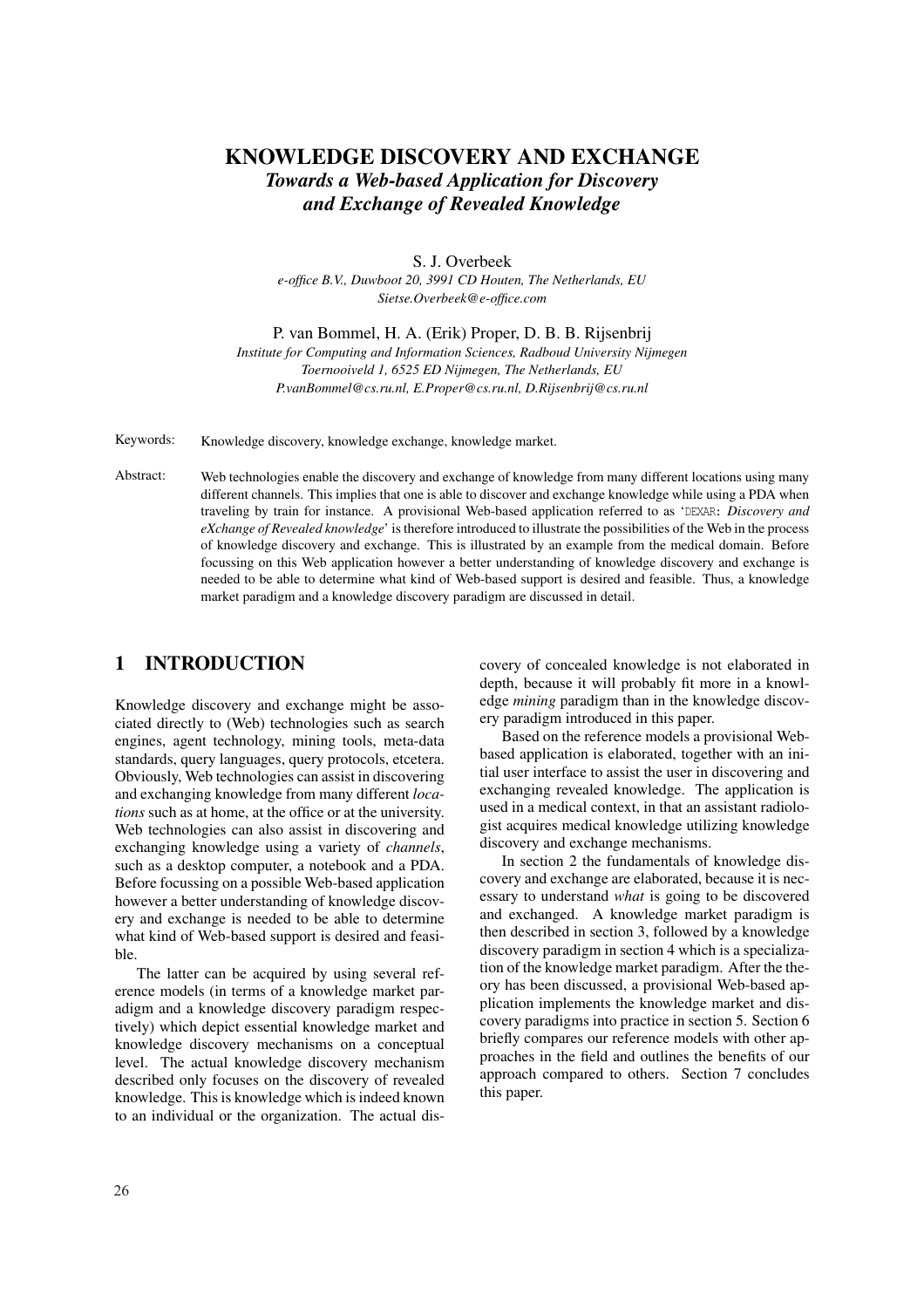# KNOWLEDGE DISCOVERY AND EXCHANGE

## *Towards a Web-based Application for Discovery and Exchange of Revealed Knowledge*

S. J. Overbeek

*e-office B.V., Duwboot 20, 3991 CD Houten, The Netherlands, EU*
*Sietse.Overbeek@e-office.com*

P. van Bommel, H. A. (Erik) Proper, D. B. B. Rijsenbrij

*Institute for Computing and Information Sciences, Radboud University Nijmegen*
*Toernooiveld 1, 6525 ED Nijmegen, The Netherlands, EU*
*P.vanBommel@cs.ru.nl, E.Proper@cs.ru.nl, D.Rijsenbrij@cs.ru.nl*

Keywords: Knowledge discovery, knowledge exchange, knowledge market.

Abstract: Web technologies enable the discovery and exchange of knowledge from many different locations using many different channels. This implies that one is able to discover and exchange knowledge while using a PDA when traveling by train for instance. A provisional Web-based application referred to as 'DEXAR: *Discovery and eXchange of Revealed knowledge*' is therefore introduced to illustrate the possibilities of the Web in the process of knowledge discovery and exchange. This is illustrated by an example from the medical domain. Before focussing on this Web application however a better understanding of knowledge discovery and exchange is needed to be able to determine what kind of Web-based support is desired and feasible. Thus, a knowledge market paradigm and a knowledge discovery paradigm are discussed in detail.

## 1 INTRODUCTION

Knowledge discovery and exchange might be associated directly to (Web) technologies such as search engines, agent technology, mining tools, meta-data standards, query languages, query protocols, etcetera. Obviously, Web technologies can assist in discovering and exchanging knowledge from many different *locations* such as at home, at the office or at the university. Web technologies can also assist in discovering and exchanging knowledge using a variety of *channels*, such as a desktop computer, a notebook and a PDA. Before focussing on a possible Web-based application however a better understanding of knowledge discovery and exchange is needed to be able to determine what kind of Web-based support is desired and feasible.

The latter can be acquired by using several reference models (in terms of a knowledge market paradigm and a knowledge discovery paradigm respectively) which depict essential knowledge market and knowledge discovery mechanisms on a conceptual level. The actual knowledge discovery mechanism described only focuses on the discovery of revealed knowledge. This is knowledge which is indeed known to an individual or the organization. The actual discovery of concealed knowledge is not elaborated in depth, because it will probably fit more in a knowledge *mining* paradigm than in the knowledge discovery paradigm introduced in this paper.

Based on the reference models a provisional Web-based application is elaborated, together with an initial user interface to assist the user in discovering and exchanging revealed knowledge. The application is used in a medical context, in that an assistant radiologist acquires medical knowledge utilizing knowledge discovery and exchange mechanisms.

In section 2 the fundamentals of knowledge discovery and exchange are elaborated, because it is necessary to understand *what* is going to be discovered and exchanged. A knowledge market paradigm is then described in section 3, followed by a knowledge discovery paradigm in section 4 which is a specialization of the knowledge market paradigm. After the theory has been discussed, a provisional Web-based application implements the knowledge market and discovery paradigms into practice in section 5. Section 6 briefly compares our reference models with other approaches in the field and outlines the benefits of our approach compared to others. Section 7 concludes this paper.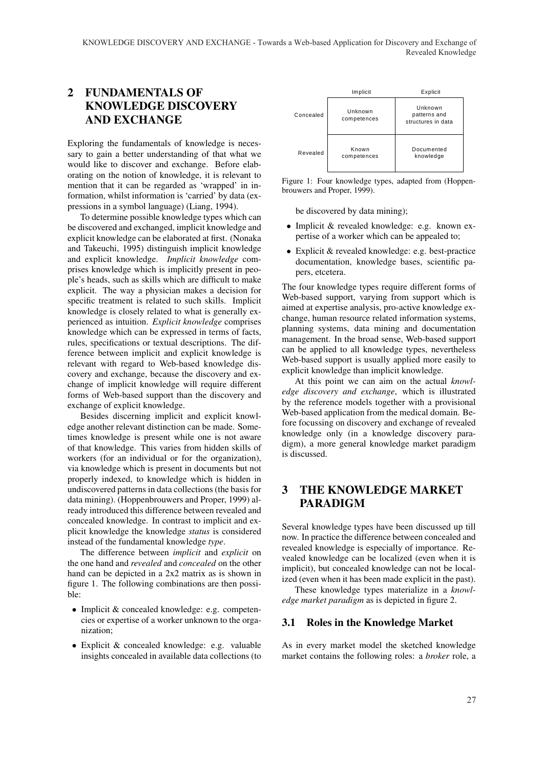## 2 FUNDAMENTALS OF KNOWLEDGE DISCOVERY AND EXCHANGE

Exploring the fundamentals of knowledge is necessary to gain a better understanding of that what we would like to discover and exchange. Before elaborating on the notion of knowledge, it is relevant to mention that it can be regarded as 'wrapped' in information, whilst information is 'carried' by data (expressions in a symbol language) (Liang, 1994).

To determine possible knowledge types which can be discovered and exchanged, implicit knowledge and explicit knowledge can be elaborated at first. (Nonaka and Takeuchi, 1995) distinguish implicit knowledge and explicit knowledge. *Implicit knowledge* comprises knowledge which is implicitly present in people's heads, such as skills which are difficult to make explicit. The way a physician makes a decision for specific treatment is related to such skills. Implicit knowledge is closely related to what is generally experienced as intuition. *Explicit knowledge* comprises knowledge which can be expressed in terms of facts, rules, specifications or textual descriptions. The difference between implicit and explicit knowledge is relevant with regard to Web-based knowledge discovery and exchange, because the discovery and exchange of implicit knowledge will require different forms of Web-based support than the discovery and exchange of explicit knowledge.

Besides discerning implicit and explicit knowledge another relevant distinction can be made. Sometimes knowledge is present while one is not aware of that knowledge. This varies from hidden skills of workers (for an individual or for the organization), via knowledge which is present in documents but not properly indexed, to knowledge which is hidden in undiscovered patterns in data collections (the basis for data mining). (Hoppenbrouwers and Proper, 1999) already introduced this difference between revealed and concealed knowledge. In contrast to implicit and explicit knowledge the knowledge *status* is considered instead of the fundamental knowledge *type*.

The difference between *implicit* and *explicit* on the one hand and *revealed* and *concealed* on the other hand can be depicted in a 2x2 matrix as is shown in figure 1. The following combinations are then possible:

- Implicit & concealed knowledge: e.g. competencies or expertise of a worker unknown to the organization;
- Explicit & concealed knowledge: e.g. valuable insights concealed in available data collections (to be discovered by data mining);
- Implicit & revealed knowledge: e.g. known expertise of a worker which can be appealed to;
- Explicit & revealed knowledge: e.g. best-practice documentation, knowledge bases, scientific papers, etcetera.

| | Implicit | Explicit |
|---|---|---|
| Concealed | Unknown competences | Unknown patterns and structures in data |
| Revealed | Known competences | Documented knowledge |

Figure 1: Four knowledge types, adapted from (Hoppenbrouwers and Proper, 1999).

The four knowledge types require different forms of Web-based support, varying from support which is aimed at expertise analysis, pro-active knowledge exchange, human resource related information systems, planning systems, data mining and documentation management. In the broad sense, Web-based support can be applied to all knowledge types, nevertheless Web-based support is usually applied more easily to explicit knowledge than implicit knowledge.

At this point we can aim on the actual *knowledge discovery and exchange*, which is illustrated by the reference models together with a provisional Web-based application from the medical domain. Before focussing on discovery and exchange of revealed knowledge only (in a knowledge discovery paradigm), a more general knowledge market paradigm is discussed.

## 3 THE KNOWLEDGE MARKET PARADIGM

Several knowledge types have been discussed up till now. In practice the difference between concealed and revealed knowledge is especially of importance. Revealed knowledge can be localized (even when it is implicit), but concealed knowledge can not be localized (even when it has been made explicit in the past).

These knowledge types materialize in a *knowledge market paradigm* as is depicted in figure 2.

### 3.1 Roles in the Knowledge Market

As in every market model the sketched knowledge market contains the following roles: a *broker* role, a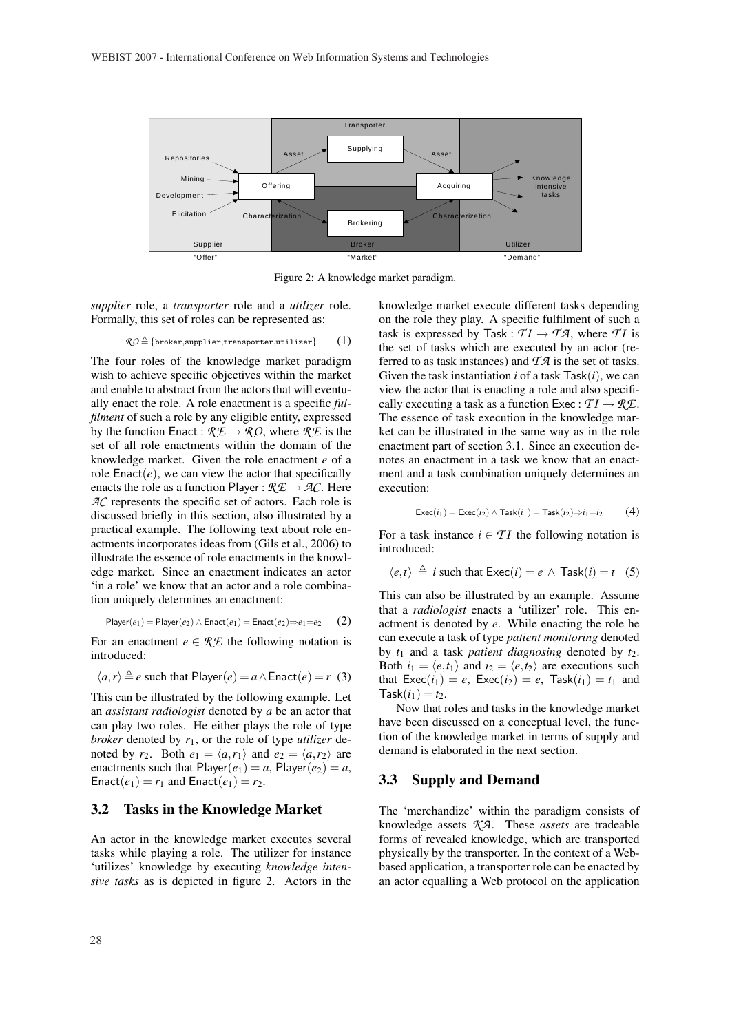Figure 2: A knowledge market paradigm.

*supplier* role, a *transporter* role and a *utilizer* role. Formally, this set of roles can be represented as:

$$\mathcal{RO} \triangleq \{\texttt{broker}, \texttt{supplier}, \texttt{transporter}, \texttt{utilizer}\} \quad (1)$$

The four roles of the knowledge market paradigm wish to achieve specific objectives within the market and enable to abstract from the actors that will eventually enact the role. A role enactment is a specific *fulfilment* of such a role by any eligible entity, expressed by the function $\mathsf{Enact} : \mathcal{RE} \to \mathcal{RO}$, where $\mathcal{RE}$ is the set of all role enactments within the domain of the knowledge market. Given the role enactment $e$ of a role $\mathsf{Enact}(e)$, we can view the actor that specifically enacts the role as a function $\mathsf{Player} : \mathcal{RE} \to \mathcal{AC}$. Here $\mathcal{AC}$ represents the specific set of actors. Each role is discussed briefly in this section, also illustrated by a practical example. The following text about role enactments incorporates ideas from (Gils et al., 2006) to illustrate the essence of role enactments in the knowledge market. Since an enactment indicates an actor 'in a role' we know that an actor and a role combination uniquely determines an enactment:

$$\mathsf{Player}(e_1) = \mathsf{Player}(e_2) \wedge \mathsf{Enact}(e_1) = \mathsf{Enact}(e_2) \Rightarrow e_1 = e_2 \quad (2)$$

For an enactment $e \in \mathcal{RE}$ the following notation is introduced:

$$\langle a, r \rangle \triangleq e \text{ such that } \mathsf{Player}(e) = a \wedge \mathsf{Enact}(e) = r \quad (3)$$

This can be illustrated by the following example. Let an *assistant radiologist* denoted by $a$ be an actor that can play two roles. He either plays the role of type *broker* denoted by $r_1$, or the role of type *utilizer* denoted by $r_2$. Both $e_1 = \langle a, r_1 \rangle$ and $e_2 = \langle a, r_2 \rangle$ are enactments such that $\mathsf{Player}(e_1) = a$, $\mathsf{Player}(e_2) = a$, $\mathsf{Enact}(e_1) = r_1$ and $\mathsf{Enact}(e_1) = r_2$.

## 3.2 Tasks in the Knowledge Market

An actor in the knowledge market executes several tasks while playing a role. The utilizer for instance 'utilizes' knowledge by executing *knowledge intensive tasks* as is depicted in figure 2. Actors in the knowledge market execute different tasks depending on the role they play. A specific fulfilment of such a task is expressed by $\mathsf{Task} : \mathcal{TI} \to \mathcal{TA}$, where $\mathcal{TI}$ is the set of tasks which are executed by an actor (referred to as task instances) and $\mathcal{TA}$ is the set of tasks. Given the task instantiation $i$ of a task $\mathsf{Task}(i)$, we can view the actor that is enacting a role and also specifically executing a task as a function $\mathsf{Exec} : \mathcal{TI} \to \mathcal{RE}$. The essence of task execution in the knowledge market can be illustrated in the same way as in the role enactment part of section 3.1. Since an execution denotes an enactment in a task we know that an enactment and a task combination uniquely determines an execution:

$$\mathsf{Exec}(i_1) = \mathsf{Exec}(i_2) \wedge \mathsf{Task}(i_1) = \mathsf{Task}(i_2) \Rightarrow i_1 = i_2 \quad (4)$$

For a task instance $i \in \mathcal{TI}$ the following notation is introduced:

$$\langle e, t \rangle \triangleq i \text{ such that } \mathsf{Exec}(i) = e \wedge \mathsf{Task}(i) = t \quad (5)$$

This can also be illustrated by an example. Assume that a *radiologist* enacts a 'utilizer' role. This enactment is denoted by $e$. While enacting the role he can execute a task of type *patient monitoring* denoted by $t_1$ and a task *patient diagnosing* denoted by $t_2$. Both $i_1 = \langle e, t_1 \rangle$ and $i_2 = \langle e, t_2 \rangle$ are executions such that $\mathsf{Exec}(i_1) = e$, $\mathsf{Exec}(i_2) = e$, $\mathsf{Task}(i_1) = t_1$ and $\mathsf{Task}(i_1) = t_2$.

Now that roles and tasks in the knowledge market have been discussed on a conceptual level, the function of the knowledge market in terms of supply and demand is elaborated in the next section.

## 3.3 Supply and Demand

The 'merchandize' within the paradigm consists of knowledge assets $\mathcal{KA}$. These *assets* are tradeable forms of revealed knowledge, which are transported physically by the transporter. In the context of a Web-based application, a transporter role can be enacted by an actor equalling a Web protocol on the application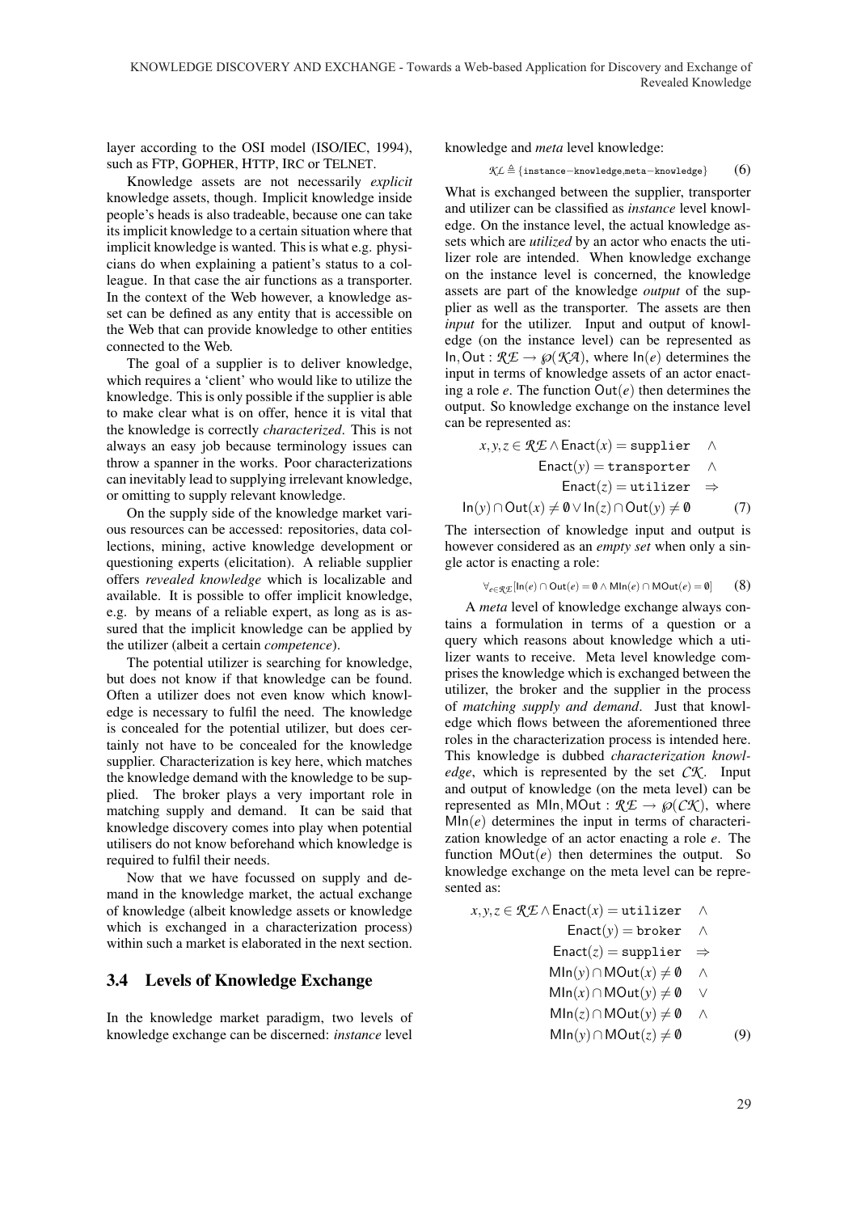layer according to the OSI model (ISO/IEC, 1994), such as FTP, GOPHER, HTTP, IRC or TELNET.

Knowledge assets are not necessarily *explicit* knowledge assets, though. Implicit knowledge inside people's heads is also tradeable, because one can take its implicit knowledge to a certain situation where that implicit knowledge is wanted. This is what e.g. physicians do when explaining a patient's status to a colleague. In that case the air functions as a transporter. In the context of the Web however, a knowledge asset can be defined as any entity that is accessible on the Web that can provide knowledge to other entities connected to the Web.

The goal of a supplier is to deliver knowledge, which requires a 'client' who would like to utilize the knowledge. This is only possible if the supplier is able to make clear what is on offer, hence it is vital that the knowledge is correctly *characterized*. This is not always an easy job because terminology issues can throw a spanner in the works. Poor characterizations can inevitably lead to supplying irrelevant knowledge, or omitting to supply relevant knowledge.

On the supply side of the knowledge market various resources can be accessed: repositories, data collections, mining, active knowledge development or questioning experts (elicitation). A reliable supplier offers *revealed knowledge* which is localizable and available. It is possible to offer implicit knowledge, e.g. by means of a reliable expert, as long as is assured that the implicit knowledge can be applied by the utilizer (albeit a certain *competence*).

The potential utilizer is searching for knowledge, but does not know if that knowledge can be found. Often a utilizer does not even know which knowledge is necessary to fulfil the need. The knowledge is concealed for the potential utilizer, but does certainly not have to be concealed for the knowledge supplier. Characterization is key here, which matches the knowledge demand with the knowledge to be supplied. The broker plays a very important role in matching supply and demand. It can be said that knowledge discovery comes into play when potential utilisers do not know beforehand which knowledge is required to fulfil their needs.

Now that we have focussed on supply and demand in the knowledge market, the actual exchange of knowledge (albeit knowledge assets or knowledge which is exchanged in a characterization process) within such a market is elaborated in the next section.

### 3.4 Levels of Knowledge Exchange

In the knowledge market paradigm, two levels of knowledge exchange can be discerned: *instance* level knowledge and *meta* level knowledge:

$$\mathcal{KL} \triangleq \{\texttt{instance-knowledge}, \texttt{meta-knowledge}\} \tag{6}$$

What is exchanged between the supplier, transporter and utilizer can be classified as *instance* level knowledge. On the instance level, the actual knowledge assets which are *utilized* by an actor who enacts the utilizer role are intended. When knowledge exchange on the instance level is concerned, the knowledge assets are part of the knowledge *output* of the supplier as well as the transporter. The assets are then *input* for the utilizer. Input and output of knowledge (on the instance level) can be represented as $\mathsf{In}, \mathsf{Out} : \mathcal{RE} \to \wp(\mathcal{KA})$, where $\mathsf{In}(e)$ determines the input in terms of knowledge assets of an actor enacting a role $e$. The function $\mathsf{Out}(e)$ then determines the output. So knowledge exchange on the instance level can be represented as:

$$\begin{aligned} x, y, z \in \mathcal{RE} \wedge \mathsf{Enact}(x) = \texttt{supplier} &\quad \wedge \\ \mathsf{Enact}(y) = \texttt{transporter} &\quad \wedge \\ \mathsf{Enact}(z) = \texttt{utilizer} &\quad \Rightarrow \\ \mathsf{In}(y) \cap \mathsf{Out}(x) \neq \emptyset \vee \mathsf{In}(z) \cap \mathsf{Out}(y) \neq \emptyset & \end{aligned} \tag{7}$$

The intersection of knowledge input and output is however considered as an *empty set* when only a single actor is enacting a role:

$$\forall_{e \in \mathcal{RE}}[\mathsf{In}(e) \cap \mathsf{Out}(e) = \emptyset \wedge \mathsf{MIn}(e) \cap \mathsf{MOut}(e) = \emptyset] \tag{8}$$

A *meta* level of knowledge exchange always contains a formulation in terms of a question or a query which reasons about knowledge which a utilizer wants to receive. Meta level knowledge comprises the knowledge which is exchanged between the utilizer, the broker and the supplier in the process of *matching supply and demand*. Just that knowledge which flows between the aforementioned three roles in the characterization process is intended here. This knowledge is dubbed *characterization knowledge*, which is represented by the set $\mathcal{CK}$. Input and output of knowledge (on the meta level) can be represented as $\mathsf{MIn}, \mathsf{MOut} : \mathcal{RE} \to \wp(\mathcal{CK})$, where $\mathsf{MIn}(e)$ determines the input in terms of characterization knowledge of an actor enacting a role $e$. The function $\mathsf{MOut}(e)$ then determines the output. So knowledge exchange on the meta level can be represented as:

$$\begin{aligned} x, y, z \in \mathcal{RE} \wedge \mathsf{Enact}(x) = \texttt{utilizer} &\quad \wedge \\ \mathsf{Enact}(y) = \texttt{broker} &\quad \wedge \\ \mathsf{Enact}(z) = \texttt{supplier} &\quad \Rightarrow \\ \mathsf{MIn}(y) \cap \mathsf{MOut}(x) \neq \emptyset &\quad \wedge \\ \mathsf{MIn}(x) \cap \mathsf{MOut}(y) \neq \emptyset &\quad \vee \\ \mathsf{MIn}(z) \cap \mathsf{MOut}(y) \neq \emptyset &\quad \wedge \\ \mathsf{MIn}(y) \cap \mathsf{MOut}(z) \neq \emptyset & \end{aligned} \tag{9}$$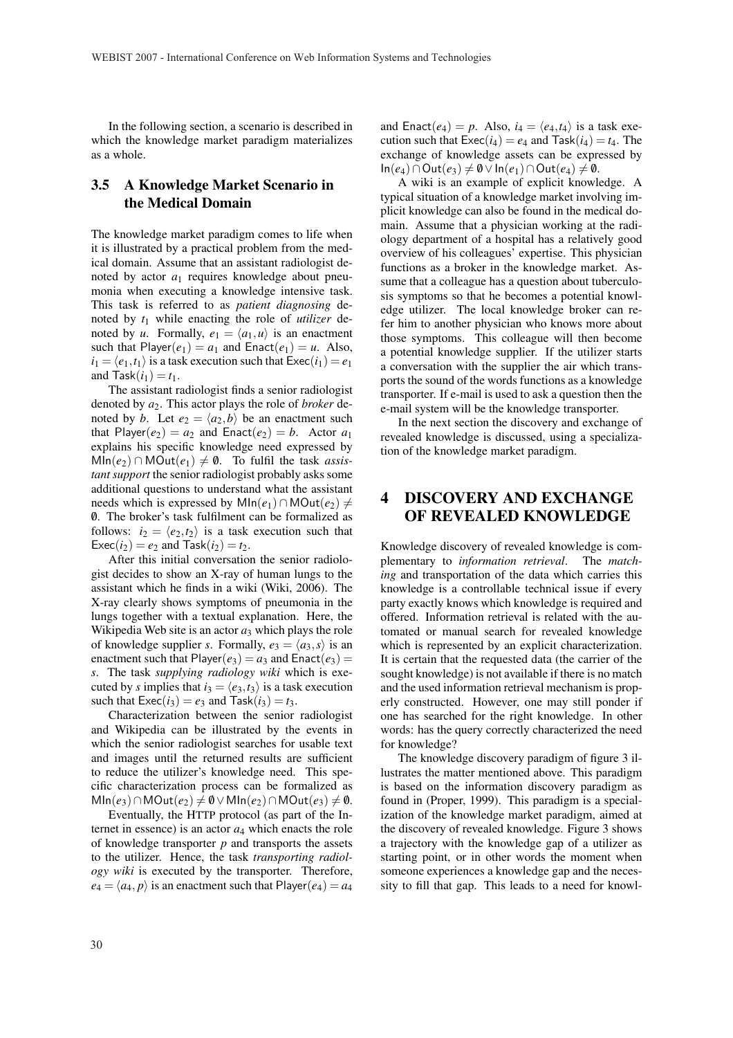In the following section, a scenario is described in which the knowledge market paradigm materializes as a whole.

### 3.5 A Knowledge Market Scenario in the Medical Domain

The knowledge market paradigm comes to life when it is illustrated by a practical problem from the medical domain. Assume that an assistant radiologist denoted by actor $a_1$ requires knowledge about pneumonia when executing a knowledge intensive task. This task is referred to as *patient diagnosing* denoted by $t_1$ while enacting the role of *utilizer* denoted by $u$. Formally, $e_1 = \langle a_1, u \rangle$ is an enactment such that $\mathsf{Player}(e_1) = a_1$ and $\mathsf{Enact}(e_1) = u$. Also, $i_1 = \langle e_1, t_1 \rangle$ is a task execution such that $\mathsf{Exec}(i_1) = e_1$ and $\mathsf{Task}(i_1) = t_1$.

The assistant radiologist finds a senior radiologist denoted by $a_2$. This actor plays the role of *broker* denoted by $b$. Let $e_2 = \langle a_2, b \rangle$ be an enactment such that $\mathsf{Player}(e_2) = a_2$ and $\mathsf{Enact}(e_2) = b$. Actor $a_1$ explains his specific knowledge need expressed by $\mathsf{MIn}(e_2) \cap \mathsf{MOut}(e_1) \neq \emptyset$. To fulfil the task *assistant support* the senior radiologist probably asks some additional questions to understand what the assistant needs which is expressed by $\mathsf{MIn}(e_1) \cap \mathsf{MOut}(e_2) \neq \emptyset$. The broker's task fulfilment can be formalized as follows: $i_2 = \langle e_2, t_2 \rangle$ is a task execution such that $\mathsf{Exec}(i_2) = e_2$ and $\mathsf{Task}(i_2) = t_2$.

After this initial conversation the senior radiologist decides to show an X-ray of human lungs to the assistant which he finds in a wiki (Wiki, 2006). The X-ray clearly shows symptoms of pneumonia in the lungs together with a textual explanation. Here, the Wikipedia Web site is an actor $a_3$ which plays the role of knowledge supplier $s$. Formally, $e_3 = \langle a_3, s \rangle$ is an enactment such that $\mathsf{Player}(e_3) = a_3$ and $\mathsf{Enact}(e_3) = s$. The task *supplying radiology wiki* which is executed by $s$ implies that $i_3 = \langle e_3, t_3 \rangle$ is a task execution such that $\mathsf{Exec}(i_3) = e_3$ and $\mathsf{Task}(i_3) = t_3$.

Characterization between the senior radiologist and Wikipedia can be illustrated by the events in which the senior radiologist searches for usable text and images until the returned results are sufficient to reduce the utilizer's knowledge need. This specific characterization process can be formalized as $\mathsf{MIn}(e_3) \cap \mathsf{MOut}(e_2) \neq \emptyset \vee \mathsf{MIn}(e_2) \cap \mathsf{MOut}(e_3) \neq \emptyset$.

Eventually, the HTTP protocol (as part of the Internet in essence) is an actor $a_4$ which enacts the role of knowledge transporter $p$ and transports the assets to the utilizer. Hence, the task *transporting radiology wiki* is executed by the transporter. Therefore, $e_4 = \langle a_4, p \rangle$ is an enactment such that $\mathsf{Player}(e_4) = a_4$ and $\mathsf{Enact}(e_4) = p$. Also, $i_4 = \langle e_4, t_4 \rangle$ is a task execution such that $\mathsf{Exec}(i_4) = e_4$ and $\mathsf{Task}(i_4) = t_4$. The exchange of knowledge assets can be expressed by $\mathsf{In}(e_4) \cap \mathsf{Out}(e_3) \neq \emptyset \vee \mathsf{In}(e_1) \cap \mathsf{Out}(e_4) \neq \emptyset$.

A wiki is an example of explicit knowledge. A typical situation of a knowledge market involving implicit knowledge can also be found in the medical domain. Assume that a physician working at the radiology department of a hospital has a relatively good overview of his colleagues' expertise. This physician functions as a broker in the knowledge market. Assume that a colleague has a question about tuberculosis symptoms so that he becomes a potential knowledge utilizer. The local knowledge broker can refer him to another physician who knows more about those symptoms. This colleague will then become a potential knowledge supplier. If the utilizer starts a conversation with the supplier the air which transports the sound of the words functions as a knowledge transporter. If e-mail is used to ask a question then the e-mail system will be the knowledge transporter.

In the next section the discovery and exchange of revealed knowledge is discussed, using a specialization of the knowledge market paradigm.

## 4 DISCOVERY AND EXCHANGE OF REVEALED KNOWLEDGE

Knowledge discovery of revealed knowledge is complementary to *information retrieval*. The *matching* and transportation of the data which carries this knowledge is a controllable technical issue if every party exactly knows which knowledge is required and offered. Information retrieval is related with the automated or manual search for revealed knowledge which is represented by an explicit characterization. It is certain that the requested data (the carrier of the sought knowledge) is not available if there is no match and the used information retrieval mechanism is properly constructed. However, one may still ponder if one has searched for the right knowledge. In other words: has the query correctly characterized the need for knowledge?

The knowledge discovery paradigm of figure 3 illustrates the matter mentioned above. This paradigm is based on the information discovery paradigm as found in (Proper, 1999). This paradigm is a specialization of the knowledge market paradigm, aimed at the discovery of revealed knowledge. Figure 3 shows a trajectory with the knowledge gap of a utilizer as starting point, or in other words the moment when someone experiences a knowledge gap and the necessity to fill that gap. This leads to a need for knowl-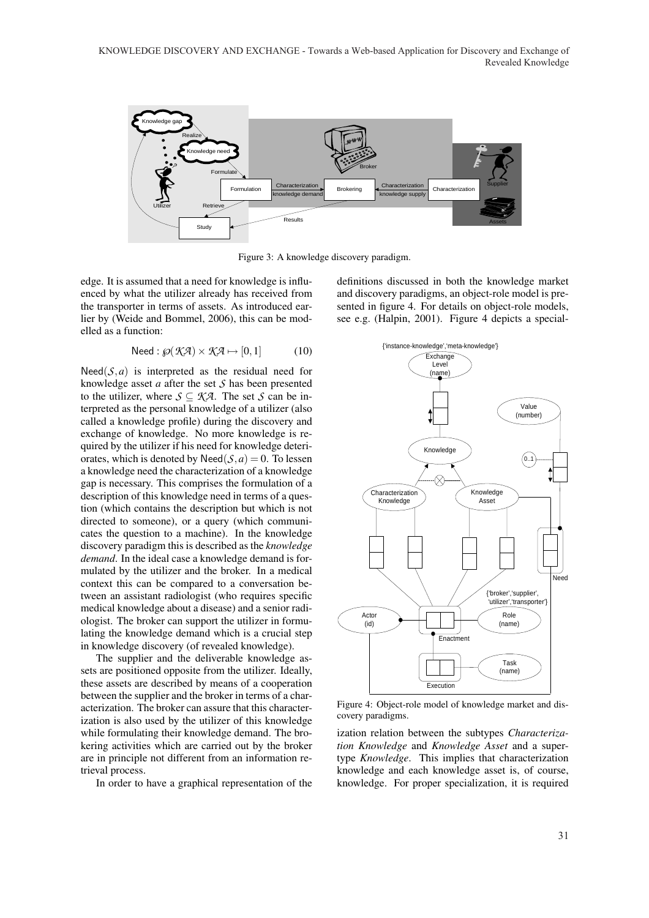Figure 3: A knowledge discovery paradigm.

edge. It is assumed that a need for knowledge is influenced by what the utilizer already has received from the transporter in terms of assets. As introduced earlier by (Weide and Bommel, 2006), this can be modelled as a function:

$$\mathsf{Need} : \wp(\mathcal{KA}) \times \mathcal{KA} \mapsto [0,1] \qquad (10)$$

$\mathsf{Need}(\mathcal{S}, a)$ is interpreted as the residual need for knowledge asset $a$ after the set $\mathcal{S}$ has been presented to the utilizer, where $\mathcal{S} \subseteq \mathcal{KA}$. The set $\mathcal{S}$ can be interpreted as the personal knowledge of a utilizer (also called a knowledge profile) during the discovery and exchange of knowledge. No more knowledge is required by the utilizer if his need for knowledge deteriorates, which is denoted by $\mathsf{Need}(\mathcal{S}, a) = 0$. To lessen a knowledge need the characterization of a knowledge gap is necessary. This comprises the formulation of a description of this knowledge need in terms of a question (which contains the description but which is not directed to someone), or a query (which communicates the question to a machine). In the knowledge discovery paradigm this is described as the *knowledge demand*. In the ideal case a knowledge demand is formulated by the utilizer and the broker. In a medical context this can be compared to a conversation between an assistant radiologist (who requires specific medical knowledge about a disease) and a senior radiologist. The broker can support the utilizer in formulating the knowledge demand which is a crucial step in knowledge discovery (of revealed knowledge).

The supplier and the deliverable knowledge assets are positioned opposite from the utilizer. Ideally, these assets are described by means of a cooperation between the supplier and the broker in terms of a characterization. The broker can assure that this characterization is also used by the utilizer of this knowledge while formulating their knowledge demand. The brokering activities which are carried out by the broker are in principle not different from an information retrieval process.

In order to have a graphical representation of the definitions discussed in both the knowledge market and discovery paradigms, an object-role model is presented in figure 4. For details on object-role models, see e.g. (Halpin, 2001). Figure 4 depicts a special-

Figure 4: Object-role model of knowledge market and discovery paradigms.

ization relation between the subtypes *Characterization Knowledge* and *Knowledge Asset* and a supertype *Knowledge*. This implies that characterization knowledge and each knowledge asset is, of course, knowledge. For proper specialization, it is required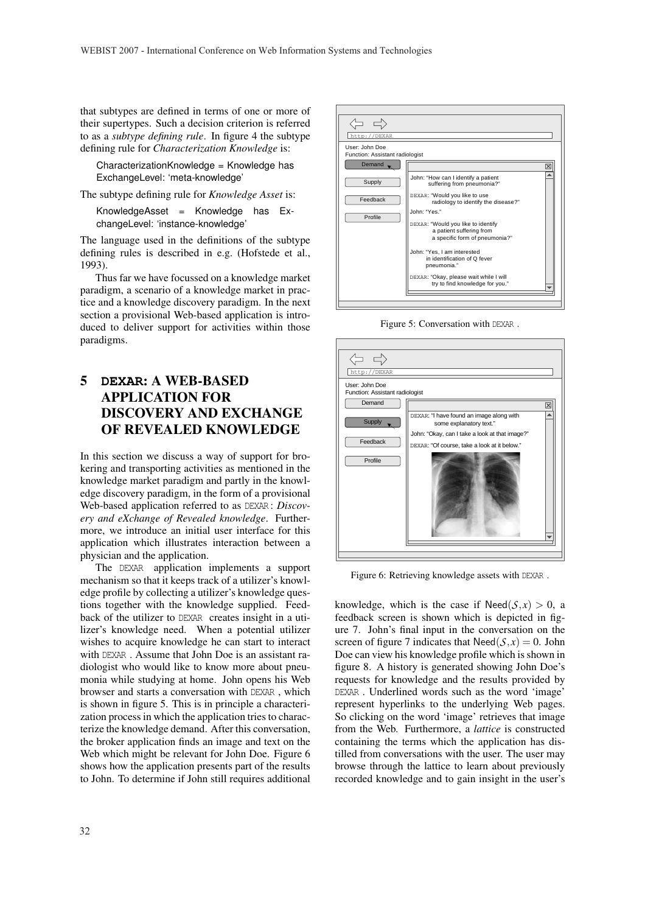that subtypes are defined in terms of one or more of their supertypes. Such a decision criterion is referred to as a *subtype defining rule*. In figure 4 the subtype defining rule for *Characterization Knowledge* is:

CharacterizationKnowledge = Knowledge has ExchangeLevel: 'meta-knowledge'

The subtype defining rule for *Knowledge Asset* is:

KnowledgeAsset = Knowledge has ExchangeLevel: 'instance-knowledge'

The language used in the definitions of the subtype defining rules is described in e.g. (Hofstede et al., 1993).

Thus far we have focussed on a knowledge market paradigm, a scenario of a knowledge market in practice and a knowledge discovery paradigm. In the next section a provisional Web-based application is introduced to deliver support for activities within those paradigms.

## 5 DEXAR: A WEB-BASED APPLICATION FOR DISCOVERY AND EXCHANGE OF REVEALED KNOWLEDGE

In this section we discuss a way of support for brokering and transporting activities as mentioned in the knowledge market paradigm and partly in the knowledge discovery paradigm, in the form of a provisional Web-based application referred to as DEXAR: *Discovery and eXchange of Revealed knowledge*. Furthermore, we introduce an initial user interface for this application which illustrates interaction between a physician and the application.

The DEXAR application implements a support mechanism so that it keeps track of a utilizer's knowledge profile by collecting a utilizer's knowledge questions together with the knowledge supplied. Feedback of the utilizer to DEXAR creates insight in a utilizer's knowledge need. When a potential utilizer wishes to acquire knowledge he can start to interact with DEXAR. Assume that John Doe is an assistant radiologist who would like to know more about pneumonia while studying at home. John opens his Web browser and starts a conversation with DEXAR, which is shown in figure 5. This is in principle a characterization process in which the application tries to characterize the knowledge demand. After this conversation, the broker application finds an image and text on the Web which might be relevant for John Doe. Figure 6 shows how the application presents part of the results to John. To determine if John still requires additional knowledge, which is the case if $\mathsf{Need}(\mathcal{S},x) > 0$, a feedback screen is shown which is depicted in figure 7. John's final input in the conversation on the screen of figure 7 indicates that $\mathsf{Need}(\mathcal{S},x) = 0$. John Doe can view his knowledge profile which is shown in figure 8. A history is generated showing John Doe's requests for knowledge and the results provided by DEXAR. Underlined words such as the word 'image' represent hyperlinks to the underlying Web pages. So clicking on the word 'image' retrieves that image from the Web. Furthermore, a *lattice* is constructed containing the terms which the application has distilled from conversations with the user. The user may browse through the lattice to learn about previously recorded knowledge and to gain insight in the user's

Figure 5: Conversation with DEXAR.

Figure 6: Retrieving knowledge assets with DEXAR.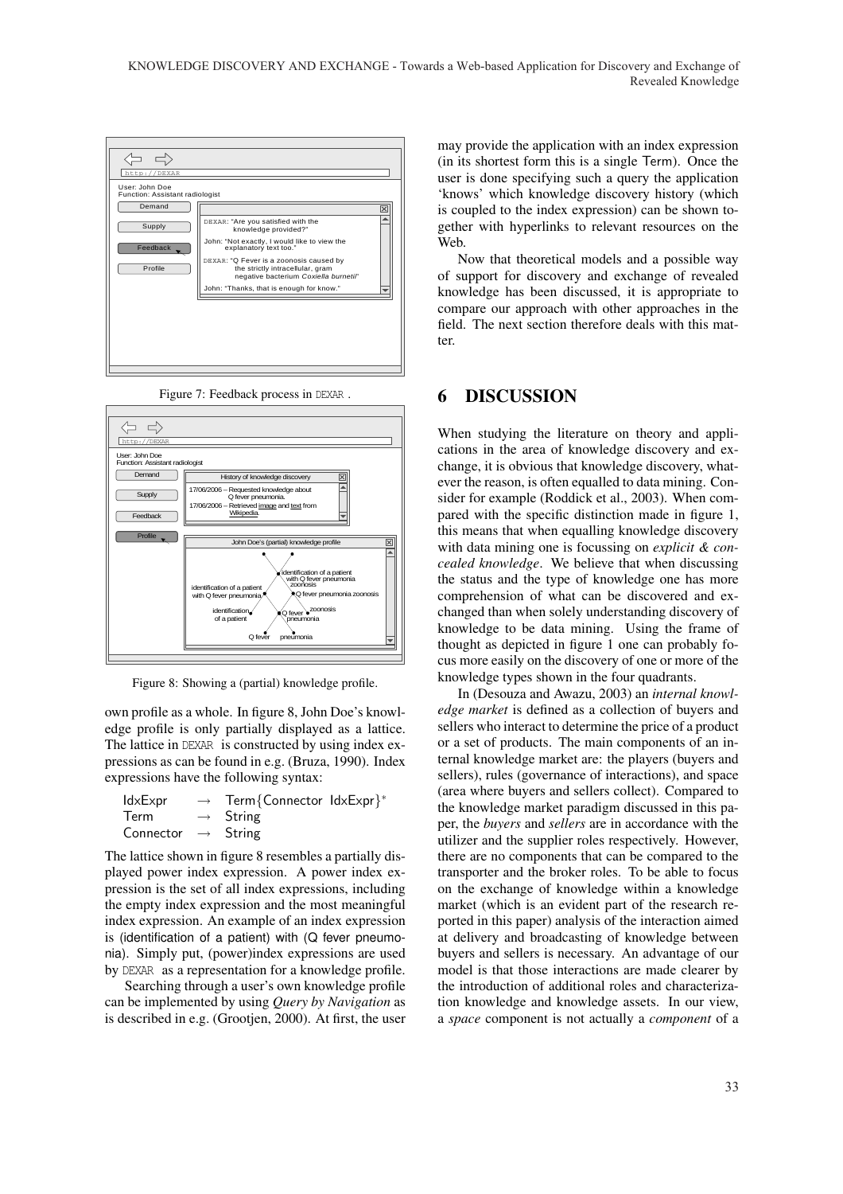Figure 7: Feedback process in DEXAR .

Figure 8: Showing a (partial) knowledge profile.

own profile as a whole. In figure 8, John Doe's knowledge profile is only partially displayed as a lattice. The lattice in DEXAR is constructed by using index expressions as can be found in e.g. (Bruza, 1990). Index expressions have the following syntax:

$$
\begin{aligned}
\text{IdxExpr} &\rightarrow \text{Term}\{\text{Connector IdxExpr}\}^* \\
\text{Term} &\rightarrow \text{String} \\
\text{Connector} &\rightarrow \text{String}
\end{aligned}
$$

The lattice shown in figure 8 resembles a partially displayed power index expression. A power index expression is the set of all index expressions, including the empty index expression and the most meaningful index expression. An example of an index expression is (identification of a patient) with (Q fever pneumonia). Simply put, (power)index expressions are used by DEXAR as a representation for a knowledge profile.

Searching through a user's own knowledge profile can be implemented by using *Query by Navigation* as is described in e.g. (Grootjen, 2000). At first, the user may provide the application with an index expression (in its shortest form this is a single Term). Once the user is done specifying such a query the application 'knows' which knowledge discovery history (which is coupled to the index expression) can be shown together with hyperlinks to relevant resources on the Web.

Now that theoretical models and a possible way of support for discovery and exchange of revealed knowledge has been discussed, it is appropriate to compare our approach with other approaches in the field. The next section therefore deals with this matter.

# 6 DISCUSSION

When studying the literature on theory and applications in the area of knowledge discovery and exchange, it is obvious that knowledge discovery, whatever the reason, is often equalled to data mining. Consider for example (Roddick et al., 2003). When compared with the specific distinction made in figure 1, this means that when equalling knowledge discovery with data mining one is focussing on *explicit & concealed knowledge*. We believe that when discussing the status and the type of knowledge one has more comprehension of what can be discovered and exchanged than when solely understanding discovery of knowledge to be data mining. Using the frame of thought as depicted in figure 1 one can probably focus more easily on the discovery of one or more of the knowledge types shown in the four quadrants.

In (Desouza and Awazu, 2003) an *internal knowledge market* is defined as a collection of buyers and sellers who interact to determine the price of a product or a set of products. The main components of an internal knowledge market are: the players (buyers and sellers), rules (governance of interactions), and space (area where buyers and sellers collect). Compared to the knowledge market paradigm discussed in this paper, the *buyers* and *sellers* are in accordance with the utilizer and the supplier roles respectively. However, there are no components that can be compared to the transporter and the broker roles. To be able to focus on the exchange of knowledge within a knowledge market (which is an evident part of the research reported in this paper) analysis of the interaction aimed at delivery and broadcasting of knowledge between buyers and sellers is necessary. An advantage of our model is that those interactions are made clearer by the introduction of additional roles and characterization knowledge and knowledge assets. In our view, a *space* component is not actually a *component* of a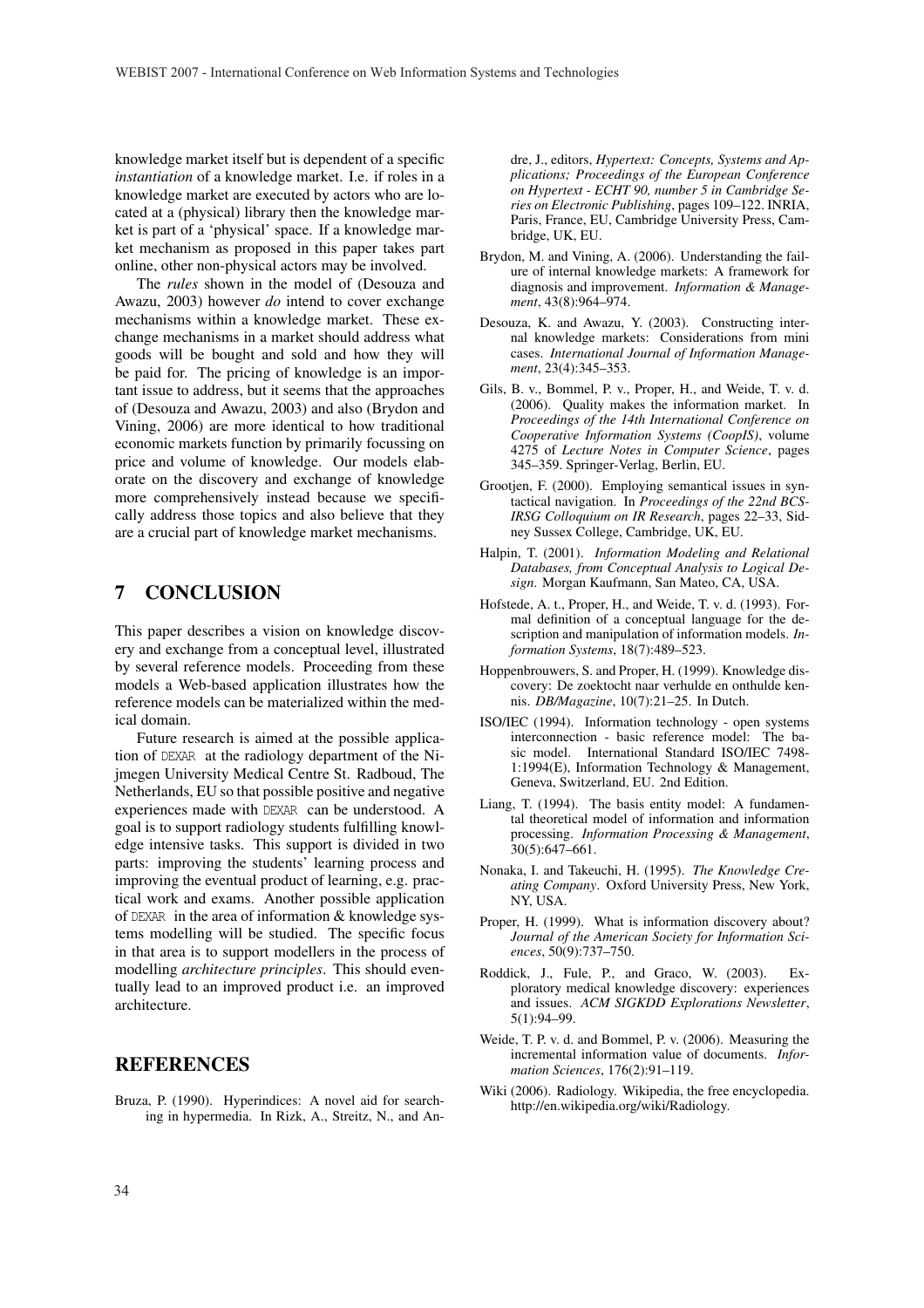knowledge market itself but is dependent of a specific *instantiation* of a knowledge market. I.e. if roles in a knowledge market are executed by actors who are located at a (physical) library then the knowledge market is part of a 'physical' space. If a knowledge market mechanism as proposed in this paper takes part online, other non-physical actors may be involved.

The *rules* shown in the model of (Desouza and Awazu, 2003) however *do* intend to cover exchange mechanisms within a knowledge market. These exchange mechanisms in a market should address what goods will be bought and sold and how they will be paid for. The pricing of knowledge is an important issue to address, but it seems that the approaches of (Desouza and Awazu, 2003) and also (Brydon and Vining, 2006) are more identical to how traditional economic markets function by primarily focussing on price and volume of knowledge. Our models elaborate on the discovery and exchange of knowledge more comprehensively instead because we specifically address those topics and also believe that they are a crucial part of knowledge market mechanisms.

## 7 CONCLUSION

This paper describes a vision on knowledge discovery and exchange from a conceptual level, illustrated by several reference models. Proceeding from these models a Web-based application illustrates how the reference models can be materialized within the medical domain.

Future research is aimed at the possible application of DEXAR at the radiology department of the Nijmegen University Medical Centre St. Radboud, The Netherlands, EU so that possible positive and negative experiences made with DEXAR can be understood. A goal is to support radiology students fulfilling knowledge intensive tasks. This support is divided in two parts: improving the students' learning process and improving the eventual product of learning, e.g. practical work and exams. Another possible application of DEXAR in the area of information & knowledge systems modelling will be studied. The specific focus in that area is to support modellers in the process of modelling *architecture principles*. This should eventually lead to an improved product i.e. an improved architecture.

## REFERENCES

Bruza, P. (1990). Hyperindices: A novel aid for searching in hypermedia. In Rizk, A., Streitz, N., and Andre, J., editors, *Hypertext: Concepts, Systems and Applications; Proceedings of the European Conference on Hypertext - ECHT 90, number 5 in Cambridge Series on Electronic Publishing*, pages 109–122. INRIA, Paris, France, EU, Cambridge University Press, Cambridge, UK, EU.

Brydon, M. and Vining, A. (2006). Understanding the failure of internal knowledge markets: A framework for diagnosis and improvement. *Information & Management*, 43(8):964–974.

Desouza, K. and Awazu, Y. (2003). Constructing internal knowledge markets: Considerations from mini cases. *International Journal of Information Management*, 23(4):345–353.

Gils, B. v., Bommel, P. v., Proper, H., and Weide, T. v. d. (2006). Quality makes the information market. In *Proceedings of the 14th International Conference on Cooperative Information Systems (CoopIS)*, volume 4275 of *Lecture Notes in Computer Science*, pages 345–359. Springer-Verlag, Berlin, EU.

Grootjen, F. (2000). Employing semantical issues in syntactical navigation. In *Proceedings of the 22nd BCS-IRSG Colloquium on IR Research*, pages 22–33, Sidney Sussex College, Cambridge, UK, EU.

Halpin, T. (2001). *Information Modeling and Relational Databases, from Conceptual Analysis to Logical Design*. Morgan Kaufmann, San Mateo, CA, USA.

Hofstede, A. t., Proper, H., and Weide, T. v. d. (1993). Formal definition of a conceptual language for the description and manipulation of information models. *Information Systems*, 18(7):489–523.

Hoppenbrouwers, S. and Proper, H. (1999). Knowledge discovery: De zoektocht naar verhulde en onthulde kennis. *DB/Magazine*, 10(7):21–25. In Dutch.

ISO/IEC (1994). Information technology - open systems interconnection - basic reference model: The basic model. International Standard ISO/IEC 7498-1:1994(E), Information Technology & Management, Geneva, Switzerland, EU. 2nd Edition.

Liang, T. (1994). The basis entity model: A fundamental theoretical model of information and information processing. *Information Processing & Management*, 30(5):647–661.

Nonaka, I. and Takeuchi, H. (1995). *The Knowledge Creating Company*. Oxford University Press, New York, NY, USA.

Proper, H. (1999). What is information discovery about? *Journal of the American Society for Information Sciences*, 50(9):737–750.

Roddick, J., Fule, P., and Graco, W. (2003). Exploratory medical knowledge discovery: experiences and issues. *ACM SIGKDD Explorations Newsletter*, 5(1):94–99.

Weide, T. P. v. d. and Bommel, P. v. (2006). Measuring the incremental information value of documents. *Information Sciences*, 176(2):91–119.

Wiki (2006). Radiology. Wikipedia, the free encyclopedia. http://en.wikipedia.org/wiki/Radiology.